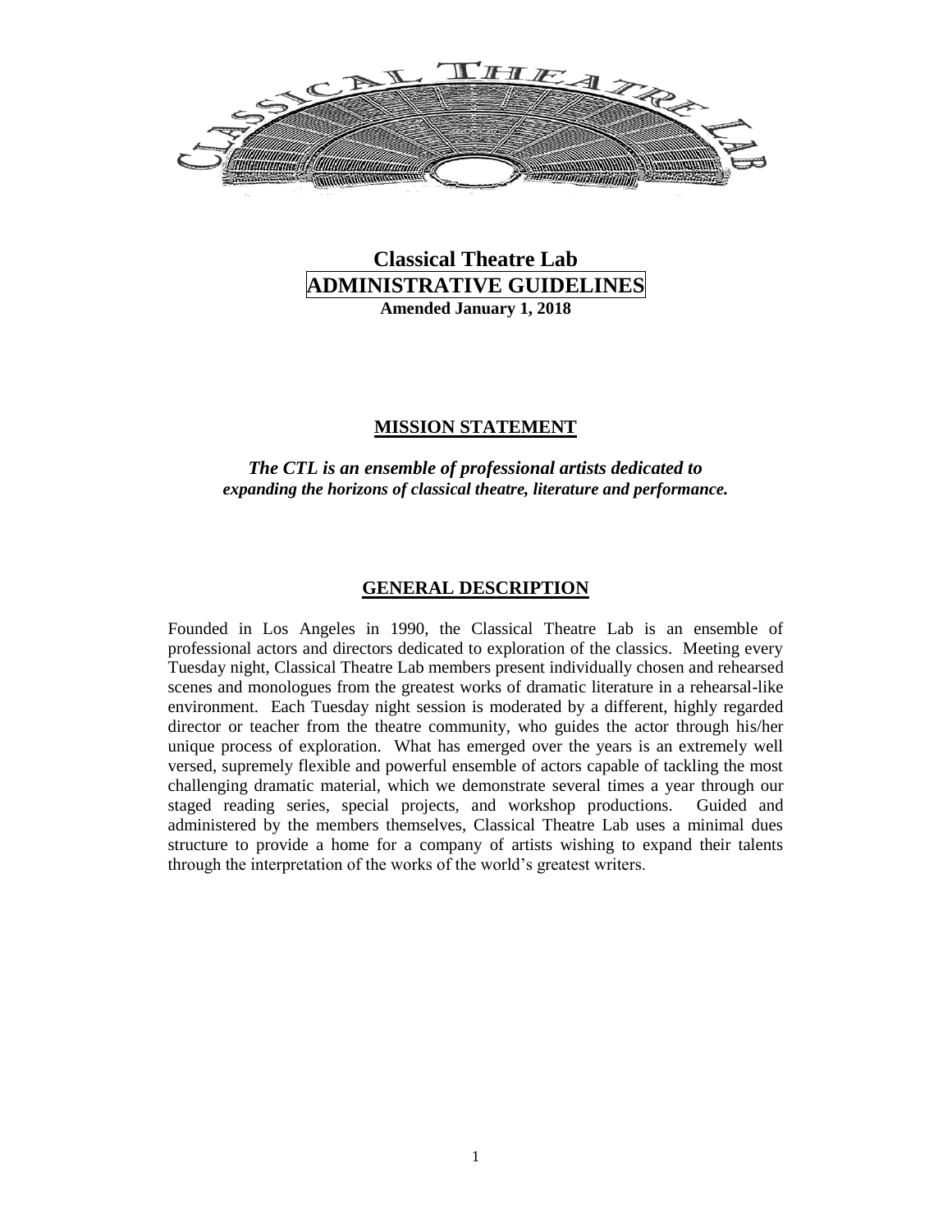# Classical Theatre Lab

## ADMINISTRATIVE GUIDELINES

**Amended January 1, 2018**

## MISSION STATEMENT

***The CTL is an ensemble of professional artists dedicated to expanding the horizons of classical theatre, literature and performance.***

## GENERAL DESCRIPTION

Founded in Los Angeles in 1990, the Classical Theatre Lab is an ensemble of professional actors and directors dedicated to exploration of the classics. Meeting every Tuesday night, Classical Theatre Lab members present individually chosen and rehearsed scenes and monologues from the greatest works of dramatic literature in a rehearsal-like environment. Each Tuesday night session is moderated by a different, highly regarded director or teacher from the theatre community, who guides the actor through his/her unique process of exploration. What has emerged over the years is an extremely well versed, supremely flexible and powerful ensemble of actors capable of tackling the most challenging dramatic material, which we demonstrate several times a year through our staged reading series, special projects, and workshop productions. Guided and administered by the members themselves, Classical Theatre Lab uses a minimal dues structure to provide a home for a company of artists wishing to expand their talents through the interpretation of the works of the world's greatest writers.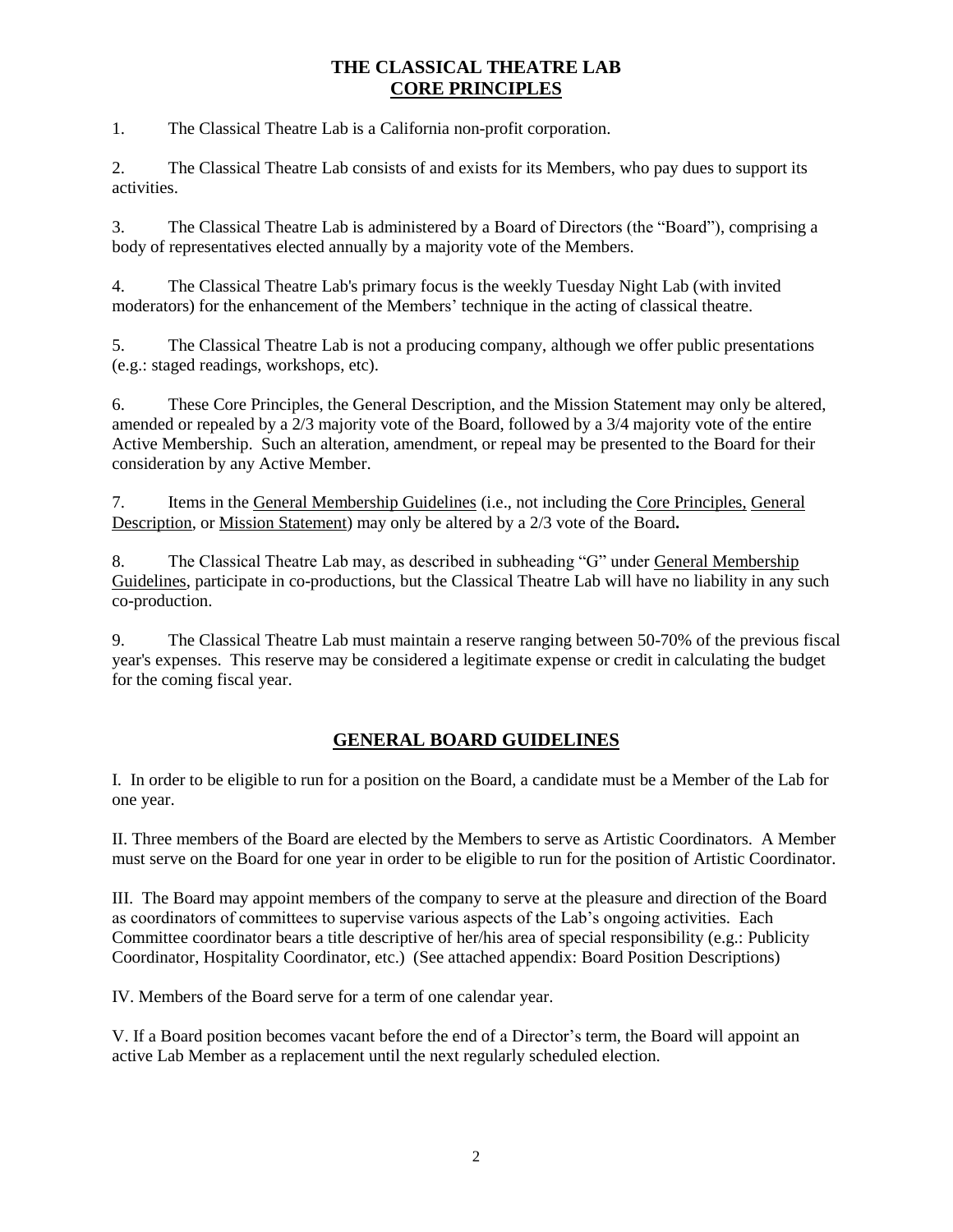# THE CLASSICAL THEATRE LAB

## CORE PRINCIPLES

1. The Classical Theatre Lab is a California non-profit corporation.

2. The Classical Theatre Lab consists of and exists for its Members, who pay dues to support its activities.

3. The Classical Theatre Lab is administered by a Board of Directors (the "Board"), comprising a body of representatives elected annually by a majority vote of the Members.

4. The Classical Theatre Lab's primary focus is the weekly Tuesday Night Lab (with invited moderators) for the enhancement of the Members' technique in the acting of classical theatre.

5. The Classical Theatre Lab is not a producing company, although we offer public presentations (e.g.: staged readings, workshops, etc).

6. These Core Principles, the General Description, and the Mission Statement may only be altered, amended or repealed by a 2/3 majority vote of the Board, followed by a 3/4 majority vote of the entire Active Membership. Such an alteration, amendment, or repeal may be presented to the Board for their consideration by any Active Member.

7. Items in the General Membership Guidelines (i.e., not including the Core Principles, General Description, or Mission Statement) may only be altered by a 2/3 vote of the Board**.**

8. The Classical Theatre Lab may, as described in subheading "G" under General Membership Guidelines, participate in co-productions, but the Classical Theatre Lab will have no liability in any such co-production.

9. The Classical Theatre Lab must maintain a reserve ranging between 50-70% of the previous fiscal year's expenses. This reserve may be considered a legitimate expense or credit in calculating the budget for the coming fiscal year.

## GENERAL BOARD GUIDELINES

I. In order to be eligible to run for a position on the Board, a candidate must be a Member of the Lab for one year.

II. Three members of the Board are elected by the Members to serve as Artistic Coordinators. A Member must serve on the Board for one year in order to be eligible to run for the position of Artistic Coordinator.

III. The Board may appoint members of the company to serve at the pleasure and direction of the Board as coordinators of committees to supervise various aspects of the Lab's ongoing activities. Each Committee coordinator bears a title descriptive of her/his area of special responsibility (e.g.: Publicity Coordinator, Hospitality Coordinator, etc.) (See attached appendix: Board Position Descriptions)

IV. Members of the Board serve for a term of one calendar year.

V. If a Board position becomes vacant before the end of a Director's term, the Board will appoint an active Lab Member as a replacement until the next regularly scheduled election.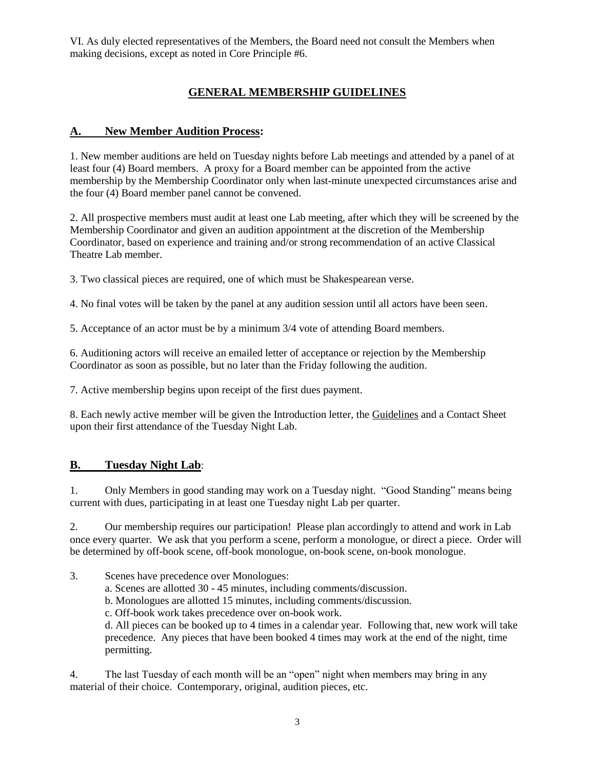VI. As duly elected representatives of the Members, the Board need not consult the Members when making decisions, except as noted in Core Principle #6.

## GENERAL MEMBERSHIP GUIDELINES

### A. New Member Audition Process:

1. New member auditions are held on Tuesday nights before Lab meetings and attended by a panel of at least four (4) Board members. A proxy for a Board member can be appointed from the active membership by the Membership Coordinator only when last-minute unexpected circumstances arise and the four (4) Board member panel cannot be convened.

2. All prospective members must audit at least one Lab meeting, after which they will be screened by the Membership Coordinator and given an audition appointment at the discretion of the Membership Coordinator, based on experience and training and/or strong recommendation of an active Classical Theatre Lab member.

3. Two classical pieces are required, one of which must be Shakespearean verse.

4. No final votes will be taken by the panel at any audition session until all actors have been seen.

5. Acceptance of an actor must be by a minimum 3/4 vote of attending Board members.

6. Auditioning actors will receive an emailed letter of acceptance or rejection by the Membership Coordinator as soon as possible, but no later than the Friday following the audition.

7. Active membership begins upon receipt of the first dues payment.

8. Each newly active member will be given the Introduction letter, the Guidelines and a Contact Sheet upon their first attendance of the Tuesday Night Lab.

### B. Tuesday Night Lab:

1. Only Members in good standing may work on a Tuesday night. "Good Standing" means being current with dues, participating in at least one Tuesday night Lab per quarter.

2. Our membership requires our participation! Please plan accordingly to attend and work in Lab once every quarter. We ask that you perform a scene, perform a monologue, or direct a piece. Order will be determined by off-book scene, off-book monologue, on-book scene, on-book monologue.

3. Scenes have precedence over Monologues:
   a. Scenes are allotted 30 - 45 minutes, including comments/discussion.
   b. Monologues are allotted 15 minutes, including comments/discussion.
   c. Off-book work takes precedence over on-book work.
   d. All pieces can be booked up to 4 times in a calendar year. Following that, new work will take precedence. Any pieces that have been booked 4 times may work at the end of the night, time permitting.

4. The last Tuesday of each month will be an "open" night when members may bring in any material of their choice. Contemporary, original, audition pieces, etc.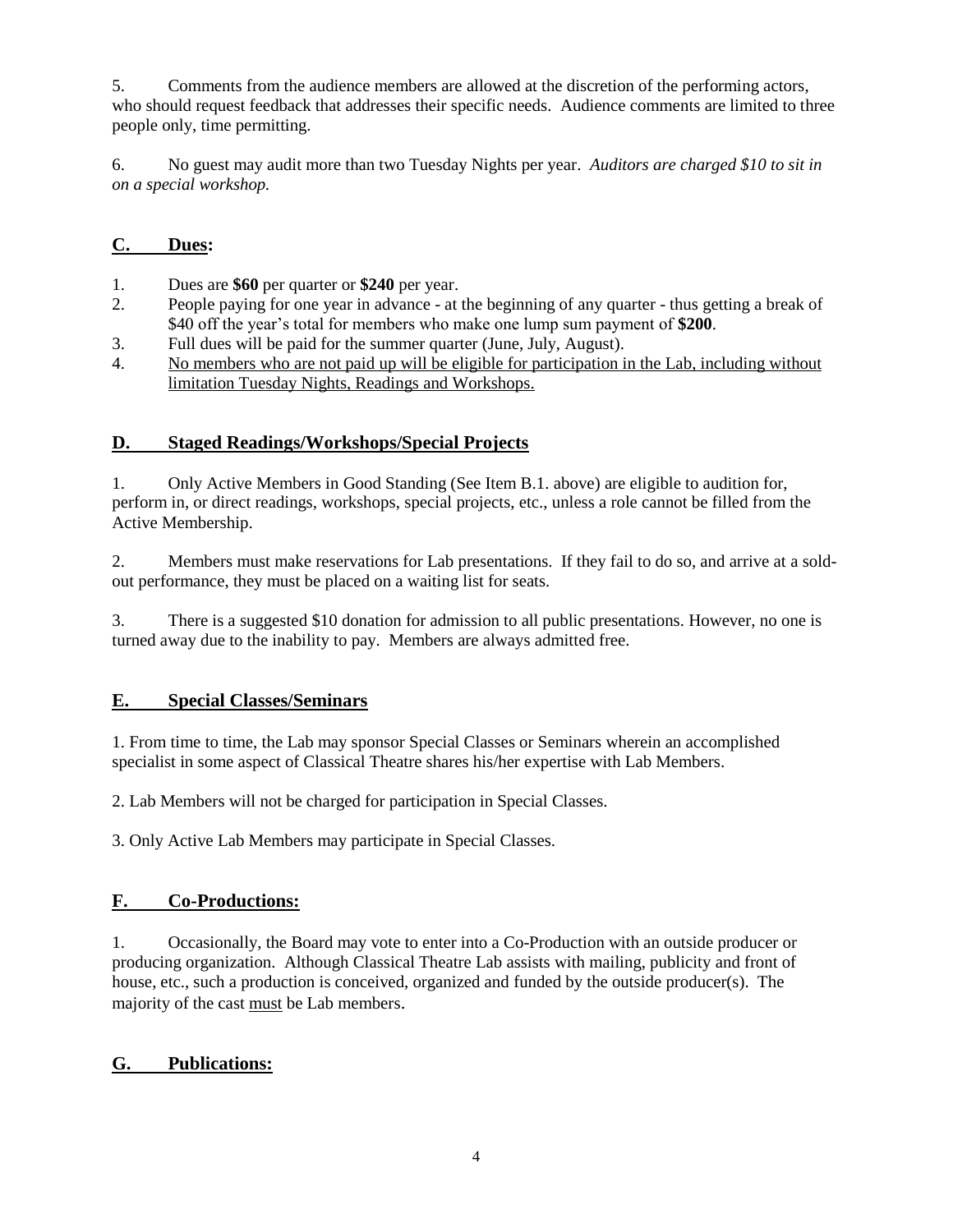5. Comments from the audience members are allowed at the discretion of the performing actors, who should request feedback that addresses their specific needs. Audience comments are limited to three people only, time permitting.

6. No guest may audit more than two Tuesday Nights per year. *Auditors are charged $10 to sit in on a special workshop.*

## C. Dues:

1. Dues are **$60** per quarter or **$240** per year.
2. People paying for one year in advance - at the beginning of any quarter - thus getting a break of $40 off the year's total for members who make one lump sum payment of **$200**.
3. Full dues will be paid for the summer quarter (June, July, August).
4. <u>No members who are not paid up will be eligible for participation in the Lab, including without limitation Tuesday Nights, Readings and Workshops.</u>

## D. Staged Readings/Workshops/Special Projects

1. Only Active Members in Good Standing (See Item B.1. above) are eligible to audition for, perform in, or direct readings, workshops, special projects, etc., unless a role cannot be filled from the Active Membership.

2. Members must make reservations for Lab presentations. If they fail to do so, and arrive at a sold-out performance, they must be placed on a waiting list for seats.

3. There is a suggested $10 donation for admission to all public presentations. However, no one is turned away due to the inability to pay. Members are always admitted free.

## E. Special Classes/Seminars

1. From time to time, the Lab may sponsor Special Classes or Seminars wherein an accomplished specialist in some aspect of Classical Theatre shares his/her expertise with Lab Members.

2. Lab Members will not be charged for participation in Special Classes.

3. Only Active Lab Members may participate in Special Classes.

## F. Co-Productions:

1. Occasionally, the Board may vote to enter into a Co-Production with an outside producer or producing organization. Although Classical Theatre Lab assists with mailing, publicity and front of house, etc., such a production is conceived, organized and funded by the outside producer(s). The majority of the cast <u>must</u> be Lab members.

## G. Publications: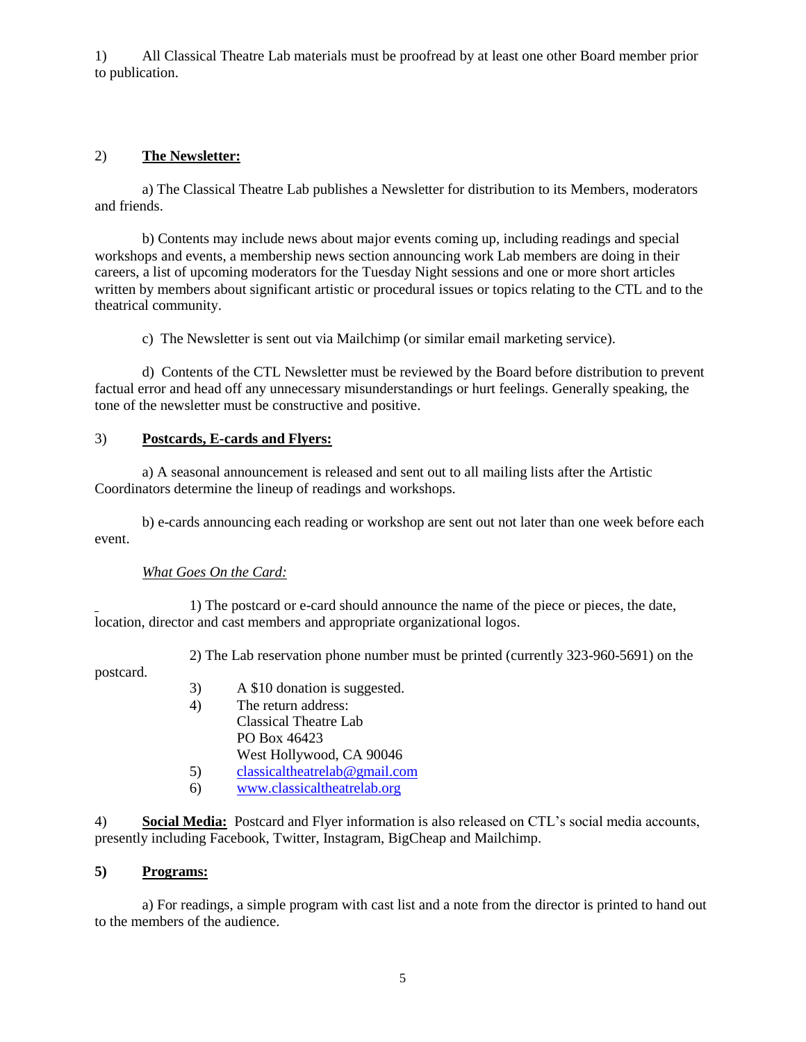1) All Classical Theatre Lab materials must be proofread by at least one other Board member prior to publication.

2) **The Newsletter:**

a) The Classical Theatre Lab publishes a Newsletter for distribution to its Members, moderators and friends.

b) Contents may include news about major events coming up, including readings and special workshops and events, a membership news section announcing work Lab members are doing in their careers, a list of upcoming moderators for the Tuesday Night sessions and one or more short articles written by members about significant artistic or procedural issues or topics relating to the CTL and to the theatrical community.

c) The Newsletter is sent out via Mailchimp (or similar email marketing service).

d) Contents of the CTL Newsletter must be reviewed by the Board before distribution to prevent factual error and head off any unnecessary misunderstandings or hurt feelings. Generally speaking, the tone of the newsletter must be constructive and positive.

3) **Postcards, E-cards and Flyers:**

a) A seasonal announcement is released and sent out to all mailing lists after the Artistic Coordinators determine the lineup of readings and workshops.

b) e-cards announcing each reading or workshop are sent out not later than one week before each event.

*What Goes On the Card:*

1) The postcard or e-card should announce the name of the piece or pieces, the date, location, director and cast members and appropriate organizational logos.

2) The Lab reservation phone number must be printed (currently 323-960-5691) on the postcard.

3) A $10 donation is suggested.

4) The return address:
Classical Theatre Lab
PO Box 46423
West Hollywood, CA 90046

5) classicaltheatrelab@gmail.com

6) www.classicaltheatrelab.org

4) **Social Media:** Postcard and Flyer information is also released on CTL's social media accounts, presently including Facebook, Twitter, Instagram, BigCheap and Mailchimp.

**5) Programs:**

a) For readings, a simple program with cast list and a note from the director is printed to hand out to the members of the audience.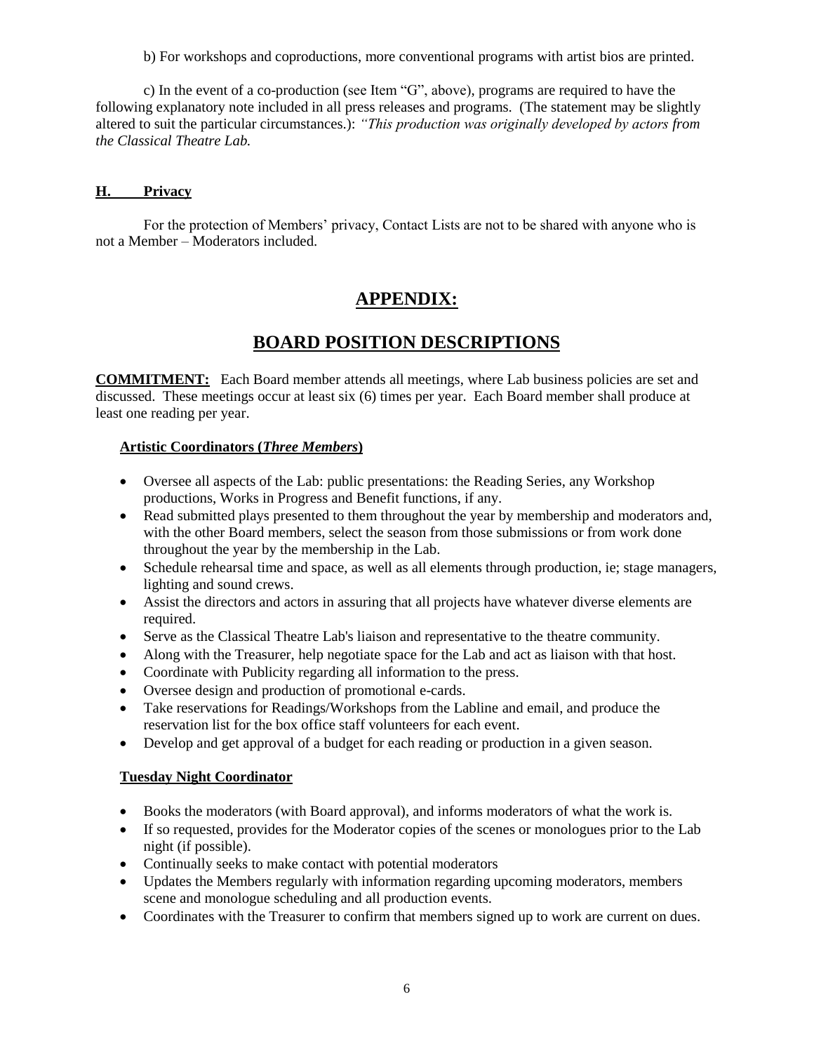b) For workshops and coproductions, more conventional programs with artist bios are printed.

c) In the event of a co-production (see Item "G", above), programs are required to have the following explanatory note included in all press releases and programs. (The statement may be slightly altered to suit the particular circumstances.): *"This production was originally developed by actors from the Classical Theatre Lab.*

### **H. Privacy**

For the protection of Members' privacy, Contact Lists are not to be shared with anyone who is not a Member – Moderators included.

# APPENDIX:

# BOARD POSITION DESCRIPTIONS

**COMMITMENT:** Each Board member attends all meetings, where Lab business policies are set and discussed. These meetings occur at least six (6) times per year. Each Board member shall produce at least one reading per year.

### **Artistic Coordinators (*Three Members*)**

- Oversee all aspects of the Lab: public presentations: the Reading Series, any Workshop productions, Works in Progress and Benefit functions, if any.
- Read submitted plays presented to them throughout the year by membership and moderators and, with the other Board members, select the season from those submissions or from work done throughout the year by the membership in the Lab.
- Schedule rehearsal time and space, as well as all elements through production, ie; stage managers, lighting and sound crews.
- Assist the directors and actors in assuring that all projects have whatever diverse elements are required.
- Serve as the Classical Theatre Lab's liaison and representative to the theatre community.
- Along with the Treasurer, help negotiate space for the Lab and act as liaison with that host.
- Coordinate with Publicity regarding all information to the press.
- Oversee design and production of promotional e-cards.
- Take reservations for Readings/Workshops from the Labline and email, and produce the reservation list for the box office staff volunteers for each event.
- Develop and get approval of a budget for each reading or production in a given season.

### **Tuesday Night Coordinator**

- Books the moderators (with Board approval), and informs moderators of what the work is.
- If so requested, provides for the Moderator copies of the scenes or monologues prior to the Lab night (if possible).
- Continually seeks to make contact with potential moderators
- Updates the Members regularly with information regarding upcoming moderators, members scene and monologue scheduling and all production events.
- Coordinates with the Treasurer to confirm that members signed up to work are current on dues.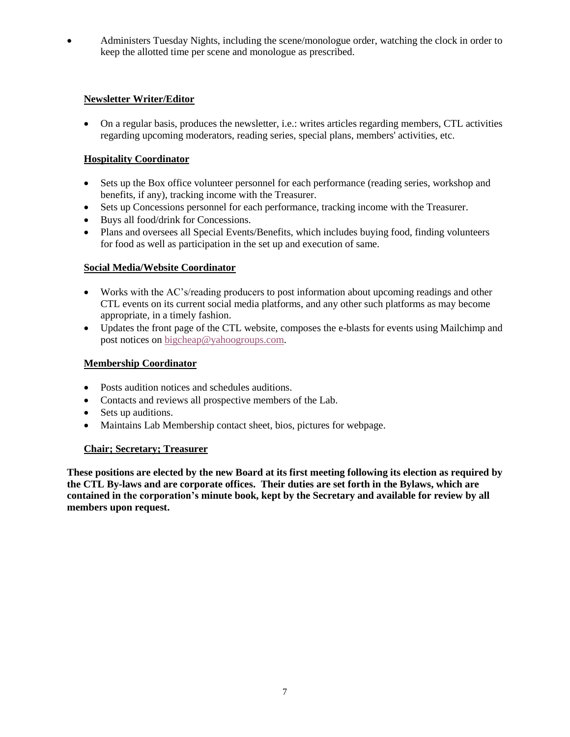- Administers Tuesday Nights, including the scene/monologue order, watching the clock in order to keep the allotted time per scene and monologue as prescribed.

**Newsletter Writer/Editor**

- On a regular basis, produces the newsletter, i.e.: writes articles regarding members, CTL activities regarding upcoming moderators, reading series, special plans, members' activities, etc.

**Hospitality Coordinator**

- Sets up the Box office volunteer personnel for each performance (reading series, workshop and benefits, if any), tracking income with the Treasurer.
- Sets up Concessions personnel for each performance, tracking income with the Treasurer.
- Buys all food/drink for Concessions.
- Plans and oversees all Special Events/Benefits, which includes buying food, finding volunteers for food as well as participation in the set up and execution of same.

**Social Media/Website Coordinator**

- Works with the AC's/reading producers to post information about upcoming readings and other CTL events on its current social media platforms, and any other such platforms as may become appropriate, in a timely fashion.
- Updates the front page of the CTL website, composes the e-blasts for events using Mailchimp and post notices on bigcheap@yahoogroups.com.

**Membership Coordinator**

- Posts audition notices and schedules auditions.
- Contacts and reviews all prospective members of the Lab.
- Sets up auditions.
- Maintains Lab Membership contact sheet, bios, pictures for webpage.

**Chair; Secretary; Treasurer**

**These positions are elected by the new Board at its first meeting following its election as required by the CTL By-laws and are corporate offices. Their duties are set forth in the Bylaws, which are contained in the corporation's minute book, kept by the Secretary and available for review by all members upon request.**